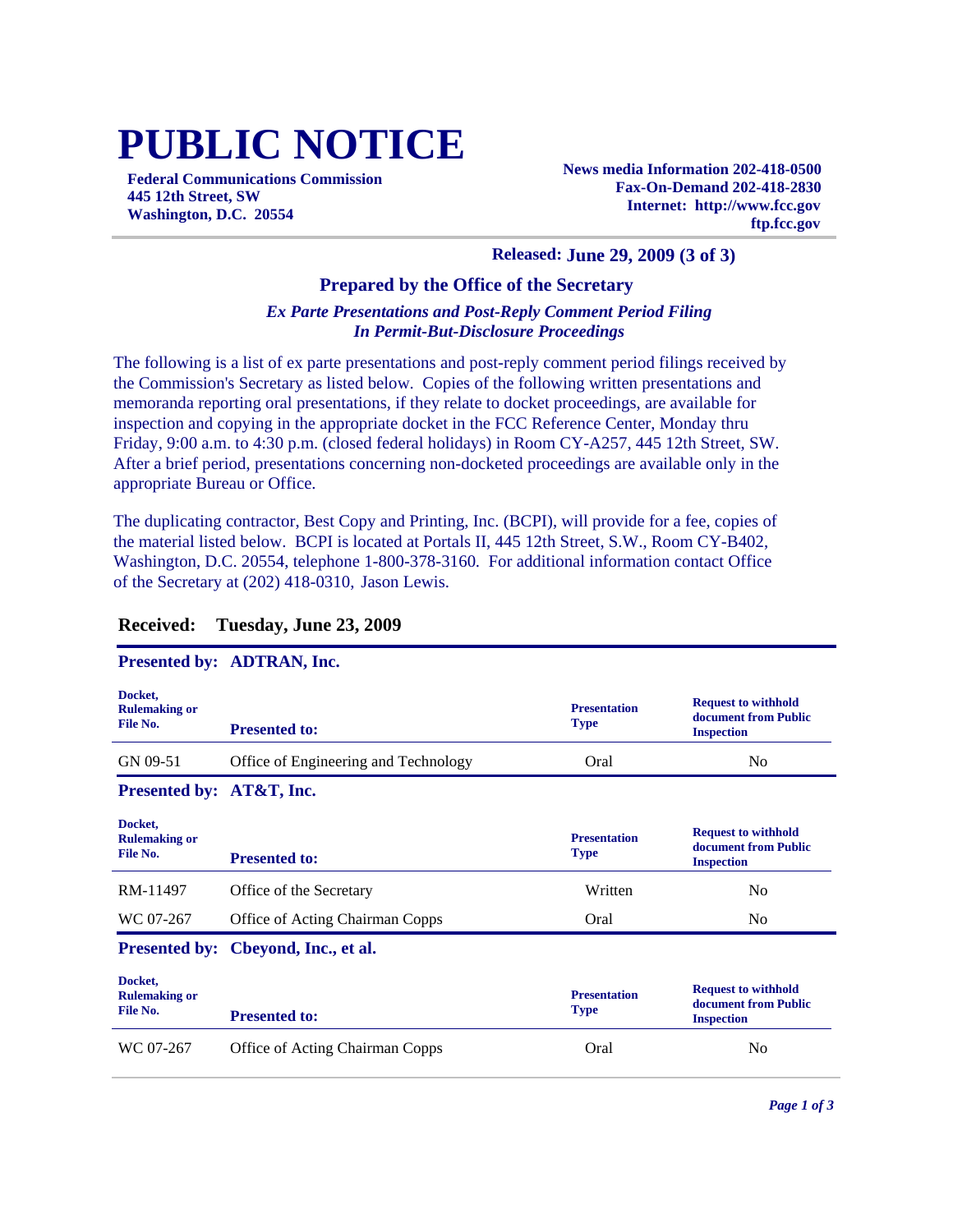# PUBLIC NOTICE

**Federal Communications Commission**
**445 12th Street, SW**
**Washington, D.C. 20554**

**News media Information 202-418-0500**
**Fax-On-Demand 202-418-2830**
**Internet: http://www.fcc.gov**
**ftp.fcc.gov**

**Released: June 29, 2009 (3 of 3)**

### Prepared by the Office of the Secretary

***Ex Parte Presentations and Post-Reply Comment Period Filing In Permit-But-Disclosure Proceedings***

The following is a list of ex parte presentations and post-reply comment period filings received by the Commission's Secretary as listed below. Copies of the following written presentations and memoranda reporting oral presentations, if they relate to docket proceedings, are available for inspection and copying in the appropriate docket in the FCC Reference Center, Monday thru Friday, 9:00 a.m. to 4:30 p.m. (closed federal holidays) in Room CY-A257, 445 12th Street, SW. After a brief period, presentations concerning non-docketed proceedings are available only in the appropriate Bureau or Office.

The duplicating contractor, Best Copy and Printing, Inc. (BCPI), will provide for a fee, copies of the material listed below. BCPI is located at Portals II, 445 12th Street, S.W., Room CY-B402, Washington, D.C. 20554, telephone 1-800-378-3160. For additional information contact Office of the Secretary at (202) 418-0310, Jason Lewis.

## Received: Tuesday, June 23, 2009

### Presented by: ADTRAN, Inc.

| Docket, Rulemaking or File No. | Presented to: | Presentation Type | Request to withhold document from Public Inspection |
|---|---|---|---|
| GN 09-51 | Office of Engineering and Technology | Oral | No |

### Presented by: AT&T, Inc.

| Docket, Rulemaking or File No. | Presented to: | Presentation Type | Request to withhold document from Public Inspection |
|---|---|---|---|
| RM-11497 | Office of the Secretary | Written | No |
| WC 07-267 | Office of Acting Chairman Copps | Oral | No |

### Presented by: Cbeyond, Inc., et al.

| Docket, Rulemaking or File No. | Presented to: | Presentation Type | Request to withhold document from Public Inspection |
|---|---|---|---|
| WC 07-267 | Office of Acting Chairman Copps | Oral | No |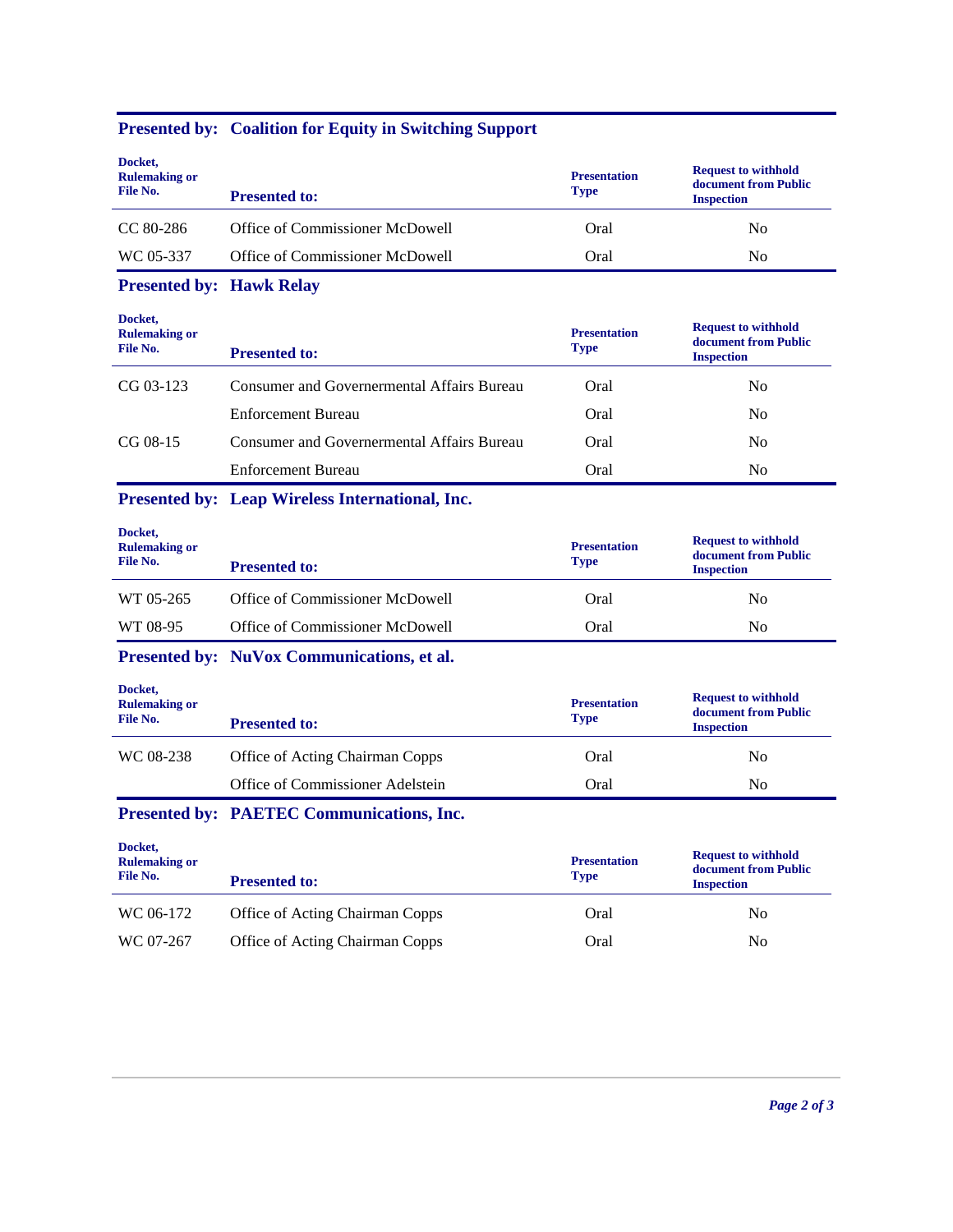## Presented by: Coalition for Equity in Switching Support

| Docket, Rulemaking or File No. | Presented to: | Presentation Type | Request to withhold document from Public Inspection |
|---|---|---|---|
| CC 80-286 | Office of Commissioner McDowell | Oral | No |
| WC 05-337 | Office of Commissioner McDowell | Oral | No |

## Presented by: Hawk Relay

| Docket, Rulemaking or File No. | Presented to: | Presentation Type | Request to withhold document from Public Inspection |
|---|---|---|---|
| CG 03-123 | Consumer and Governernmental Affairs Bureau | Oral | No |
| | Enforcement Bureau | Oral | No |
| CG 08-15 | Consumer and Governernmental Affairs Bureau | Oral | No |
| | Enforcement Bureau | Oral | No |

## Presented by: Leap Wireless International, Inc.

| Docket, Rulemaking or File No. | Presented to: | Presentation Type | Request to withhold document from Public Inspection |
|---|---|---|---|
| WT 05-265 | Office of Commissioner McDowell | Oral | No |
| WT 08-95 | Office of Commissioner McDowell | Oral | No |

## Presented by: NuVox Communications, et al.

| Docket, Rulemaking or File No. | Presented to: | Presentation Type | Request to withhold document from Public Inspection |
|---|---|---|---|
| WC 08-238 | Office of Acting Chairman Copps | Oral | No |
| | Office of Commissioner Adelstein | Oral | No |

## Presented by: PAETEC Communications, Inc.

| Docket, Rulemaking or File No. | Presented to: | Presentation Type | Request to withhold document from Public Inspection |
|---|---|---|---|
| WC 06-172 | Office of Acting Chairman Copps | Oral | No |
| WC 07-267 | Office of Acting Chairman Copps | Oral | No |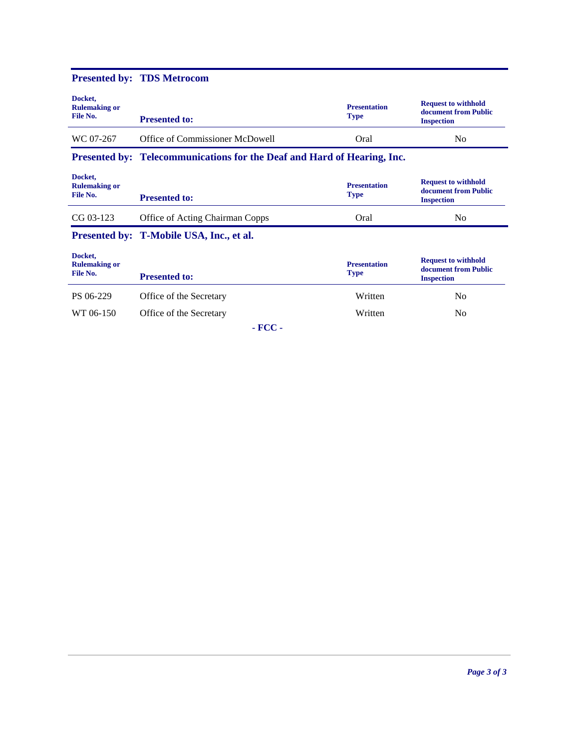**Presented by: TDS Metrocom**

| Docket, Rulemaking or File No. | Presented to: | Presentation Type | Request to withhold document from Public Inspection |
|---|---|---|---|
| WC 07-267 | Office of Commissioner McDowell | Oral | No |

**Presented by: Telecommunications for the Deaf and Hard of Hearing, Inc.**

| Docket, Rulemaking or File No. | Presented to: | Presentation Type | Request to withhold document from Public Inspection |
|---|---|---|---|
| CG 03-123 | Office of Acting Chairman Copps | Oral | No |

**Presented by: T-Mobile USA, Inc., et al.**

| Docket, Rulemaking or File No. | Presented to: | Presentation Type | Request to withhold document from Public Inspection |
|---|---|---|---|
| PS 06-229 | Office of the Secretary | Written | No |
| WT 06-150 | Office of the Secretary | Written | No |

**- FCC -**